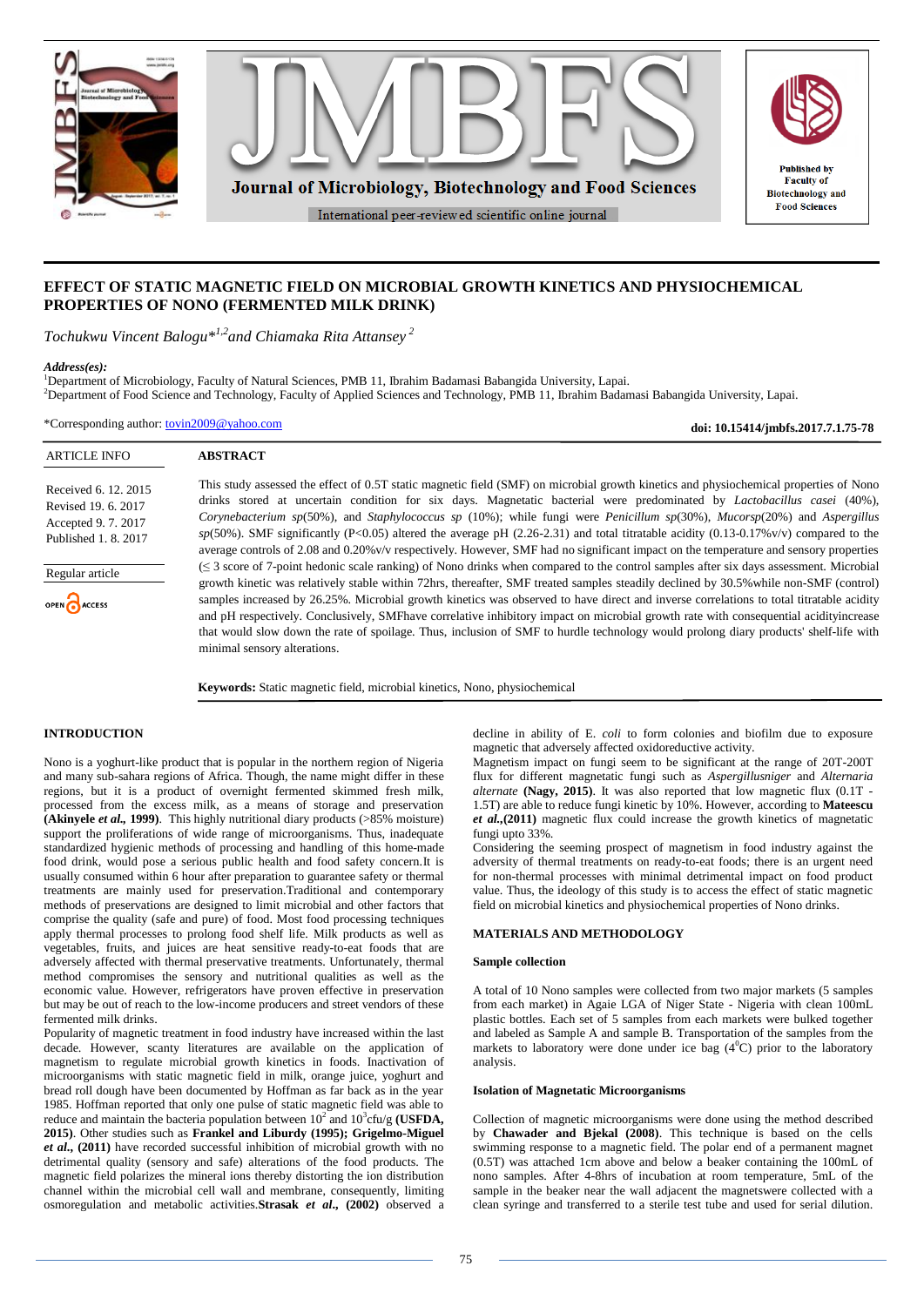# EFFECT OF STATIC MAGNETIC FIELD ON MICROBIAL GROWTH KINETICS AND PHYSIOCHEMICAL PROPERTIES OF NONO (FERMENTED MILK DRINK)

*Tochukwu Vincent Balogu*[1,2] *and Chiamaka Rita Attansey* [2]

***Address(es):***
[1]Department of Microbiology, Faculty of Natural Sciences, PMB 11, Ibrahim Badamasi Babangida University, Lapai.
[2]Department of Food Science and Technology, Faculty of Applied Sciences and Technology, PMB 11, Ibrahim Badamasi Babangida University, Lapai.

*Corresponding author: tovin2009@yahoo.com

**doi: 10.15414/jmbfs.2017.7.1.75-78**

| ARTICLE INFO |
|---|
| Received 6. 12. 2015 |
| Revised 19. 6. 2017 |
| Accepted 9. 7. 2017 |
| Published 1. 8. 2017 |
| Regular article |

## ABSTRACT

This study assessed the effect of 0.5T static magnetic field (SMF) on microbial growth kinetics and physiochemical properties of Nono drinks stored at uncertain condition for six days. Magnetatic bacterial were predominated by *Lactobacillus casei* (40%), *Corynebacterium sp*(50%), and *Staphylococcus sp* (10%); while fungi were *Penicillum sp*(30%), *Mucorsp*(20%) and *Aspergillus sp*(50%). SMF significantly (P<0.05) altered the average pH (2.26-2.31) and total titratable acidity (0.13-0.17%v/v) compared to the average controls of 2.08 and 0.20%v/v respectively. However, SMF had no significant impact on the temperature and sensory properties (≤ 3 score of 7-point hedonic scale ranking) of Nono drinks when compared to the control samples after six days assessment. Microbial growth kinetic was relatively stable within 72hrs, thereafter, SMF treated samples steadily declined by 30.5%while non-SMF (control) samples increased by 26.25%. Microbial growth kinetics was observed to have direct and inverse correlations to total titratable acidity and pH respectively. Conclusively, SMFhave correlative inhibitory impact on microbial growth rate with consequential acidityincrease that would slow down the rate of spoilage. Thus, inclusion of SMF to hurdle technology would prolong diary products' shelf-life with minimal sensory alterations.

**Keywords:** Static magnetic field, microbial kinetics, Nono, physiochemical

## INTRODUCTION

Nono is a yoghurt-like product that is popular in the northern region of Nigeria and many sub-sahara regions of Africa. Though, the name might differ in these regions, but it is a product of overnight fermented skimmed fresh milk, processed from the excess milk, as a means of storage and preservation **(Akinyele *et al.,* 1999)**. This highly nutritional diary products (>85% moisture) support the proliferations of wide range of microorganisms. Thus, inadequate standardized hygienic methods of processing and handling of this home-made food drink, would pose a serious public health and food safety concern.It is usually consumed within 6 hour after preparation to guarantee safety or thermal treatments are mainly used for preservation.Traditional and contemporary methods of preservations are designed to limit microbial and other factors that comprise the quality (safe and pure) of food. Most food processing techniques apply thermal processes to prolong food shelf life. Milk products as well as vegetables, fruits, and juices are heat sensitive ready-to-eat foods that are adversely affected with thermal preservative treatments. Unfortunately, thermal method compromises the sensory and nutritional qualities as well as the economic value. However, refrigerators have proven effective in preservation but may be out of reach to the low-income producers and street vendors of these fermented milk drinks.

Popularity of magnetic treatment in food industry have increased within the last decade. However, scanty literatures are available on the application of magnetism to regulate microbial growth kinetics in foods. Inactivation of microorganisms with static magnetic field in milk, orange juice, yoghurt and bread roll dough have been documented by Hoffman as far back as in the year 1985. Hoffman reported that only one pulse of static magnetic field was able to reduce and maintain the bacteria population between $10^2$ and $10^3$cfu/g **(USFDA, 2015)**. Other studies such as **Frankel and Liburdy (1995); Grigelmo-Miguel *et al.,* (2011)** have recorded successful inhibition of microbial growth with no detrimental quality (sensory and safe) alterations of the food products. The magnetic field polarizes the mineral ions thereby distorting the ion distribution channel within the microbial cell wall and membrane, consequently, limiting osmoregulation and metabolic activities.**Strasak *et al.,* (2002)** observed a decline in ability of E. *coli* to form colonies and biofilm due to exposure magnetic that adversely affected oxidoreductive activity.

Magnetism impact on fungi seem to be significant at the range of 20T-200T flux for different magnetatic fungi such as *Aspergillusniger* and *Alternaria alternate* **(Nagy, 2015)**. It was also reported that low magnetic flux (0.1T - 1.5T) are able to reduce fungi kinetic by 10%. However, according to **Mateescu *et al.,*(2011)** magnetic flux could increase the growth kinetics of magnetatic fungi upto 33%.

Considering the seeming prospect of magnetism in food industry against the adversity of thermal treatments on ready-to-eat foods; there is an urgent need for non-thermal processes with minimal detrimental impact on food product value. Thus, the ideology of this study is to access the effect of static magnetic field on microbial kinetics and physiochemical properties of Nono drinks.

## MATERIALS AND METHODOLOGY

### Sample collection

A total of 10 Nono samples were collected from two major markets (5 samples from each market) in Agaie LGA of Niger State - Nigeria with clean 100mL plastic bottles. Each set of 5 samples from each markets were bulked together and labeled as Sample A and sample B. Transportation of the samples from the markets to laboratory were done under ice bag ($4^0$C) prior to the laboratory analysis.

### Isolation of Magnetatic Microorganisms

Collection of magnetic microorganisms were done using the method described by **Chawader and Bjekal (2008)**. This technique is based on the cells swimming response to a magnetic field. The polar end of a permanent magnet (0.5T) was attached 1cm above and below a beaker containing the 100mL of nono samples. After 4-8hrs of incubation at room temperature, 5mL of the sample in the beaker near the wall adjacent the magnetswere collected with a clean syringe and transferred to a sterile test tube and used for serial dilution.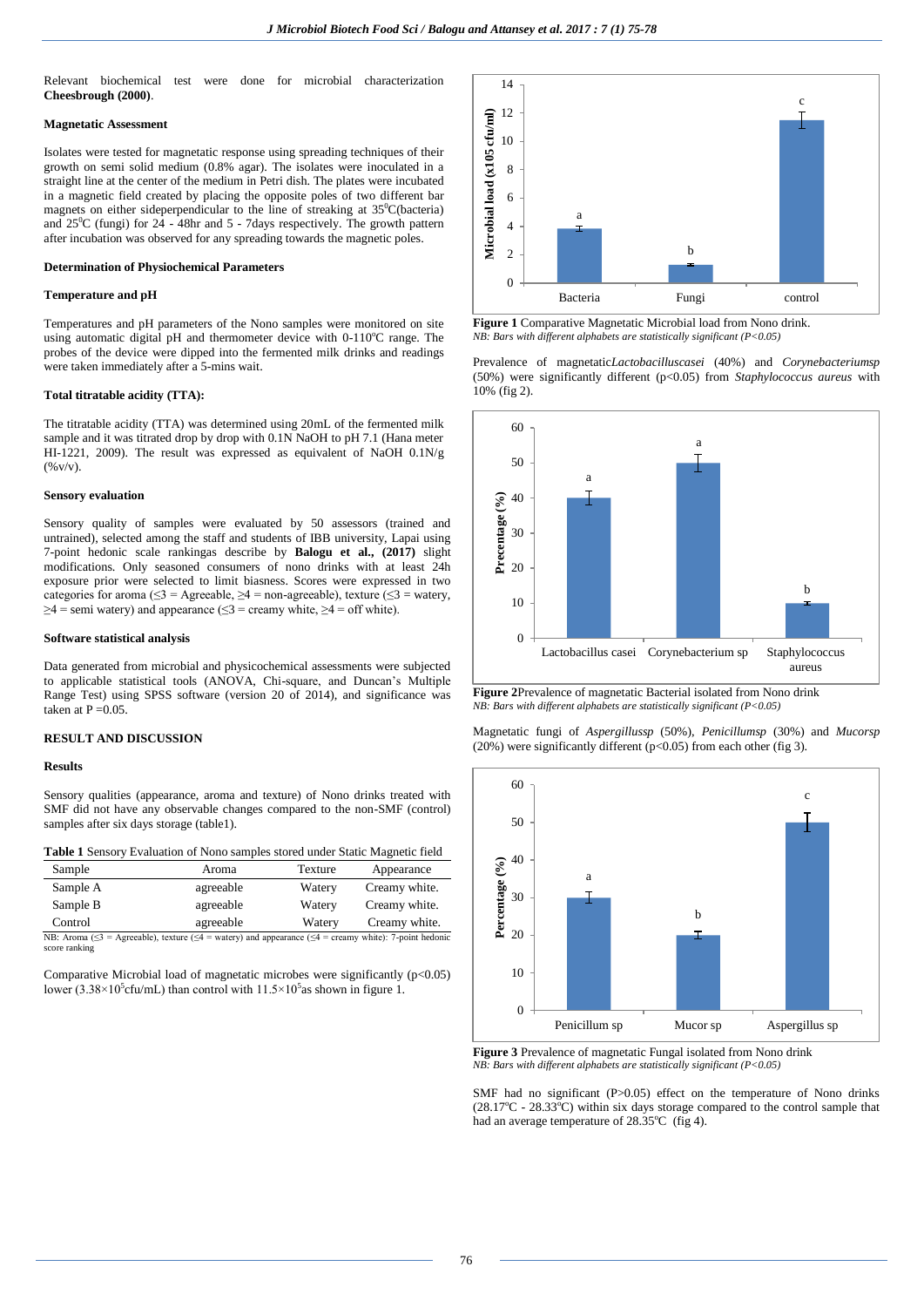Relevant biochemical test were done for microbial characterization **Cheesbrough (2000)**.

**Magnetatic Assessment**

Isolates were tested for magnetatic response using spreading techniques of their growth on semi solid medium (0.8% agar). The isolates were inoculated in a straight line at the center of the medium in Petri dish. The plates were incubated in a magnetic field created by placing the opposite poles of two different bar magnets on either sideperpendicular to the line of streaking at 35$^0$C(bacteria) and 25$^0$C (fungi) for 24 - 48hr and 5 - 7days respectively. The growth pattern after incubation was observed for any spreading towards the magnetic poles.

**Determination of Physiochemical Parameters**

**Temperature and pH**

Temperatures and pH parameters of the Nono samples were monitored on site using automatic digital pH and thermometer device with 0-110$^o$C range. The probes of the device were dipped into the fermented milk drinks and readings were taken immediately after a 5-mins wait.

**Total titratable acidity (TTA):**

The titratable acidity (TTA) was determined using 20mL of the fermented milk sample and it was titrated drop by drop with 0.1N NaOH to pH 7.1 (Hana meter HI-1221, 2009). The result was expressed as equivalent of NaOH 0.1N/g (%v/v).

**Sensory evaluation**

Sensory quality of samples were evaluated by 50 assessors (trained and untrained), selected among the staff and students of IBB university, Lapai using 7-point hedonic scale rankingas describe by **Balogu et al., (2017)** slight modifications. Only seasoned consumers of nono drinks with at least 24h exposure prior were selected to limit biasness. Scores were expressed in two categories for aroma (≤3 = Agreeable, ≥4 = non-agreeable), texture (≤3 = watery, ≥4 = semi watery) and appearance (≤3 = creamy white, ≥4 = off white).

**Software statistical analysis**

Data generated from microbial and physicochemical assessments were subjected to applicable statistical tools (ANOVA, Chi-square, and Duncan's Multiple Range Test) using SPSS software (version 20 of 2014), and significance was taken at P =0.05.

**RESULT AND DISCUSSION**

**Results**

Sensory qualities (appearance, aroma and texture) of Nono drinks treated with SMF did not have any observable changes compared to the non-SMF (control) samples after six days storage (table1).

**Table 1** Sensory Evaluation of Nono samples stored under Static Magnetic field

| Sample | Aroma | Texture | Appearance |
|---|---|---|---|
| Sample A | agreeable | Watery | Creamy white. |
| Sample B | agreeable | Watery | Creamy white. |
| Control | agreeable | Watery | Creamy white. |

NB: Aroma (≤3 = Agreeable), texture (≤4 = watery) and appearance (≤4 = creamy white): 7-point hedonic score ranking

Comparative Microbial load of magnetatic microbes were significantly ($p<0.05$) lower ($3.38\times10^5$cfu/mL) than control with $11.5\times10^5$as shown in figure 1.

**Figure 1** Comparative Magnetatic Microbial load from Nono drink.
*NB: Bars with different alphabets are statistically significant (P<0.05)*

Prevalence of magnetatic*Lactobacilluscasei* (40%) and *Corynebacteriumsp* (50%) were significantly different ($p<0.05$) from *Staphylococcus aureus* with 10% (fig 2).

**Figure 2**Prevalence of magnetatic Bacterial isolated from Nono drink
*NB: Bars with different alphabets are statistically significant (P<0.05)*

Magnetatic fungi of *Aspergillussp* (50%), *Penicillumsp* (30%) and *Mucorsp* (20%) were significantly different ($p<0.05$) from each other (fig 3).

**Figure 3** Prevalence of magnetatic Fungal isolated from Nono drink
*NB: Bars with different alphabets are statistically significant (P<0.05)*

SMF had no significant ($P>0.05$) effect on the temperature of Nono drinks (28.17$^o$C - 28.33$^o$C) within six days storage compared to the control sample that had an average temperature of 28.35$^o$C (fig 4).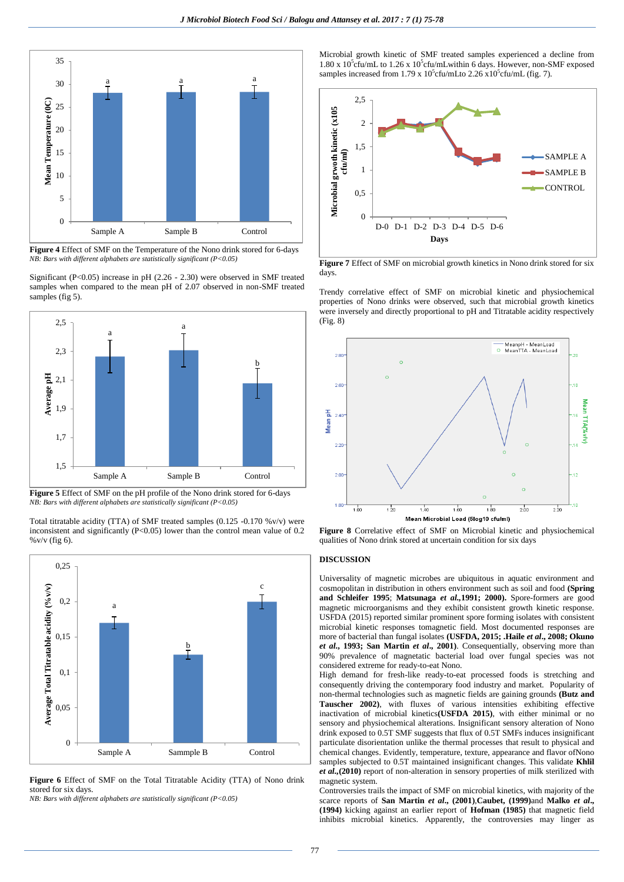**Figure 4** Effect of SMF on the Temperature of the Nono drink stored for 6-days
*NB: Bars with different alphabets are statistically significant (P<0.05)*

Significant (P<0.05) increase in pH (2.26 - 2.30) were observed in SMF treated samples when compared to the mean pH of 2.07 observed in non-SMF treated samples (fig 5).

**Figure 5** Effect of SMF on the pH profile of the Nono drink stored for 6-days
*NB: Bars with different alphabets are statistically significant (P<0.05)*

Total titratable acidity (TTA) of SMF treated samples (0.125 -0.170 %v/v) were inconsistent and significantly (P<0.05) lower than the control mean value of 0.2 %v/v (fig 6).

**Figure 6** Effect of SMF on the Total Titratable Acidity (TTA) of Nono drink stored for six days.
*NB: Bars with different alphabets are statistically significant (P<0.05)*

Microbial growth kinetic of SMF treated samples experienced a decline from 1.80 x $10^5$cfu/mL to 1.26 x $10^5$cfu/mLwithin 6 days. However, non-SMF exposed samples increased from 1.79 x $10^5$cfu/mLto 2.26 x$10^5$cfu/mL (fig. 7).

**Figure 7** Effect of SMF on microbial growth kinetics in Nono drink stored for six days.

Trendy correlative effect of SMF on microbial kinetic and physiochemical properties of Nono drinks were observed, such that microbial growth kinetics were inversely and directly proportional to pH and Titratable acidity respectively (Fig. 8)

**Figure 8** Correlative effect of SMF on Microbial kinetic and physiochemical qualities of Nono drink stored at uncertain condition for six days

## DISCUSSION

Universality of magnetic microbes are ubiquitous in aquatic environment and cosmopolitan in distribution in others environment such as soil and food **(Spring and Schleifer 1995**; **Matsunaga *et al*.,1991; 2000).** Spore-formers are good magnetic microorganisms and they exhibit consistent growth kinetic response. USFDA (2015) reported similar prominent spore forming isolates with consistent microbial kinetic responses tomagnetic field. Most documented responses are more of bacterial than fungal isolates **(USFDA, 2015; .Haile *et al*., 2008; Okuno *et al*., 1993; San Martin *et al*., 2001)**. Consequentially, observing more than 90% prevalence of magnetatic bacterial load over fungal species was not considered extreme for ready-to-eat Nono.

High demand for fresh-like ready-to-eat processed foods is stretching and consequently driving the contemporary food industry and market. Popularity of non-thermal technologies such as magnetic fields are gaining grounds **(Butz and Tauscher 2002)**, with fluxes of various intensities exhibiting effective inactivation of microbial kinetics**(USFDA 2015)**, with either minimal or no sensory and physiochemical alterations. Insignificant sensory alteration of Nono drink exposed to 0.5T SMF suggests that flux of 0.5T SMFs induces insignificant particulate disorientation unlike the thermal processes that result to physical and chemical changes. Evidently, temperature, texture, appearance and flavor ofNono samples subjected to 0.5T maintained insignificant changes. This validate **Khlil *et al*.,(2010)** report of non-alteration in sensory properties of milk sterilized with magnetic system.

Controversies trails the impact of SMF on microbial kinetics, with majority of the scarce reports of **San Martin *et al*., (2001)**,**Caubet, (1999)**and **Malko *et al*., (1994)** kicking against an earlier report of **Hofman (1985)** that magnetic field inhibits microbial kinetics. Apparently, the controversies may linger as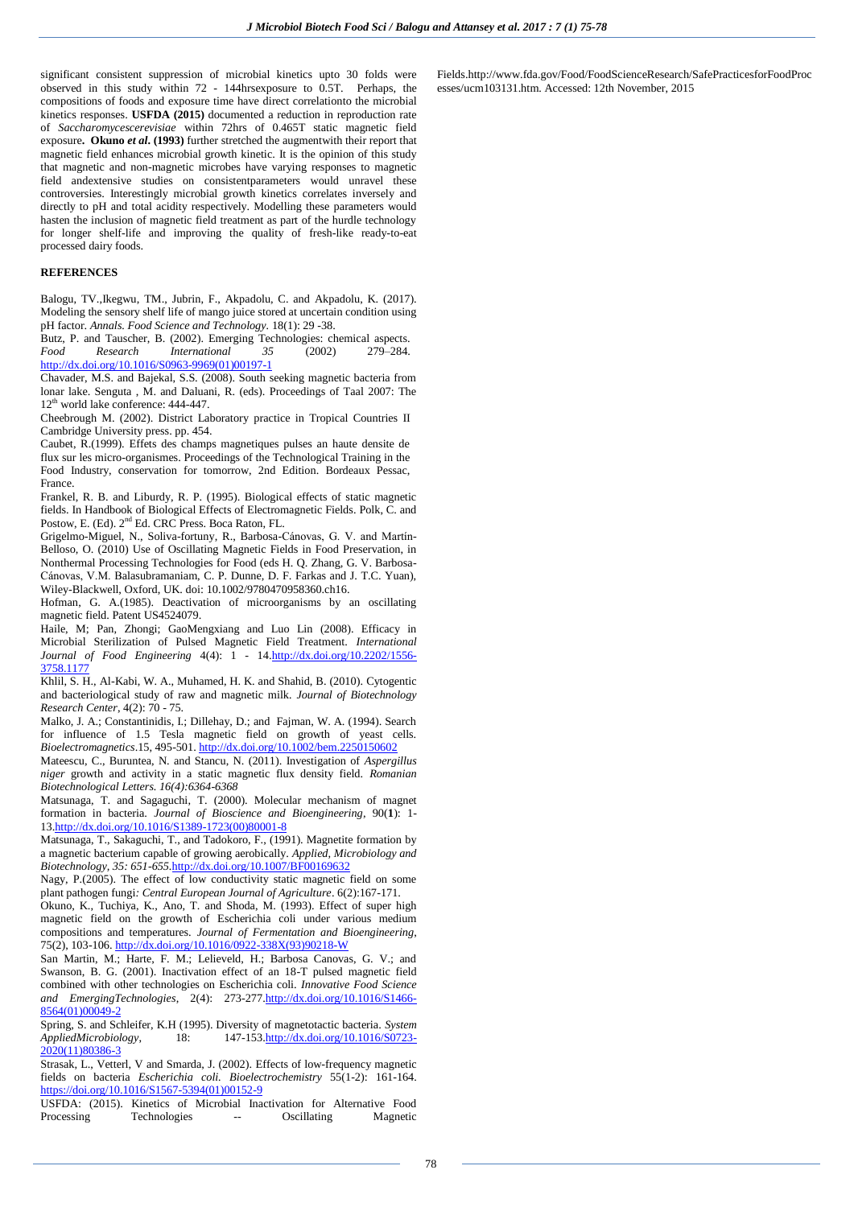significant consistent suppression of microbial kinetics upto 30 folds were observed in this study within 72 - 144hrsexposure to 0.5T. Perhaps, the compositions of foods and exposure time have direct correlationto the microbial kinetics responses. **USFDA (2015)** documented a reduction in reproduction rate of *Saccharomycescerevisiae* within 72hrs of 0.465T static magnetic field exposure**. Okuno *et al.* (1993)** further stretched the augmentwith their report that magnetic field enhances microbial growth kinetic. It is the opinion of this study that magnetic and non-magnetic microbes have varying responses to magnetic field andextensive studies on consistentparameters would unravel these controversies. Interestingly microbial growth kinetics correlates inversely and directly to pH and total acidity respectively. Modelling these parameters would hasten the inclusion of magnetic field treatment as part of the hurdle technology for longer shelf-life and improving the quality of fresh-like ready-to-eat processed dairy foods.

## REFERENCES

Balogu, TV.,Ikegwu, TM., Jubrin, F., Akpadolu, C. and Akpadolu, K. (2017). Modeling the sensory shelf life of mango juice stored at uncertain condition using pH factor. *Annals. Food Science and Technology*. 18(1): 29 -38.

Butz, P. and Tauscher, B. (2002). Emerging Technologies: chemical aspects. *Food Research International 35* (2002) 279–284. http://dx.doi.org/10.1016/S0963-9969(01)00197-1

Chavader, M.S. and Bajekal, S.S. (2008). South seeking magnetic bacteria from lonar lake. Senguta , M. and Daluani, R. (eds). Proceedings of Taal 2007: The 12th world lake conference: 444-447.

Cheebrough M. (2002). District Laboratory practice in Tropical Countries II Cambridge University press. pp. 454.

Caubet, R.(1999). Effets des champs magnetiques pulses an haute densite de flux sur les micro-organismes. Proceedings of the Technological Training in the Food Industry, conservation for tomorrow, 2nd Edition. Bordeaux Pessac, France.

Frankel, R. B. and Liburdy, R. P. (1995). Biological effects of static magnetic fields. In Handbook of Biological Effects of Electromagnetic Fields. Polk, C. and Postow, E. (Ed). 2nd Ed. CRC Press. Boca Raton, FL.

Grigelmo-Miguel, N., Soliva-fortuny, R., Barbosa-Cánovas, G. V. and Martín-Belloso, O. (2010) Use of Oscillating Magnetic Fields in Food Preservation, in Nonthermal Processing Technologies for Food (eds H. Q. Zhang, G. V. Barbosa-Cánovas, V.M. Balasubramaniam, C. P. Dunne, D. F. Farkas and J. T.C. Yuan), Wiley-Blackwell, Oxford, UK. doi: 10.1002/9780470958360.ch16.

Hofman, G. A.(1985). Deactivation of microorganisms by an oscillating magnetic field. Patent US4524079.

Haile, M; Pan, Zhongi; GaoMengxiang and Luo Lin (2008). Efficacy in Microbial Sterilization of Pulsed Magnetic Field Treatment. *International Journal of Food Engineering* 4(4): 1 - 14.http://dx.doi.org/10.2202/1556-3758.1177

Khlil, S. H., Al-Kabi, W. A., Muhamed, H. K. and Shahid, B. (2010). Cytogentic and bacteriological study of raw and magnetic milk. *Journal of Biotechnology Research Center*, 4(2): 70 - 75.

Malko, J. A.; Constantinidis, I.; Dillehay, D.; and Fajman, W. A. (1994). Search for influence of 1.5 Tesla magnetic field on growth of yeast cells. *Bioelectromagnetics*.15, 495-501. http://dx.doi.org/10.1002/bem.2250150602

Mateescu, C., Buruntea, N. and Stancu, N. (2011). Investigation of *Aspergillus niger* growth and activity in a static magnetic flux density field. *Romanian Biotechnological Letters. 16(4):6364-6368*

Matsunaga, T. and Sagaguchi, T. (2000). Molecular mechanism of magnet formation in bacteria. *Journal of Bioscience and Bioengineering*, 90(**1**): 1-13.http://dx.doi.org/10.1016/S1389-1723(00)80001-8

Matsunaga, T., Sakaguchi, T., and Tadokoro, F., (1991). Magnetite formation by a magnetic bacterium capable of growing aerobically. *Applied, Microbiology and Biotechnology, 35: 651-655.*http://dx.doi.org/10.1007/BF00169632

Nagy, P.(2005). The effect of low conductivity static magnetic field on some plant pathogen fungi*: Central European Journal of Agriculture*. 6(2):167-171.

Okuno, K., Tuchiya, K., Ano, T. and Shoda, M. (1993). Effect of super high magnetic field on the growth of Escherichia coli under various medium compositions and temperatures. *Journal of Fermentation and Bioengineering*, 75(2), 103-106. http://dx.doi.org/10.1016/0922-338X(93)90218-W

San Martin, M.; Harte, F. M.; Lelieveld, H.; Barbosa Canovas, G. V.; and Swanson, B. G. (2001). Inactivation effect of an 18-T pulsed magnetic field combined with other technologies on Escherichia coli. *Innovative Food Science and EmergingTechnologies*, 2(4): 273-277.http://dx.doi.org/10.1016/S1466-8564(01)00049-2

Spring, S. and Schleifer, K.H (1995). Diversity of magnetotactic bacteria. *System AppliedMicrobiology*, 18: 147-153.http://dx.doi.org/10.1016/S0723-2020(11)80386-3

Strasak, L., Vetterl, V and Smarda, J. (2002). Effects of low-frequency magnetic fields on bacteria *Escherichia coli. Bioelectrochemistry* 55(1-2): 161-164. https://doi.org/10.1016/S1567-5394(01)00152-9

USFDA: (2015). Kinetics of Microbial Inactivation for Alternative Food Processing Technologies -- Oscillating Magnetic Fields.http://www.fda.gov/Food/FoodScienceResearch/SafePracticesforFoodProcesses/ucm103131.htm. Accessed: 12th November, 2015